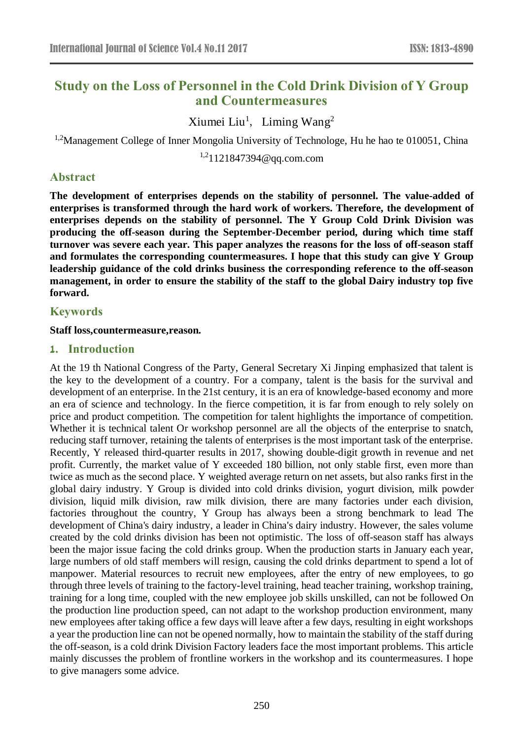# Study on the Loss of Personnel in the Cold Drink Division of Y Group and Countermeasures

Xiumei Liu[1], Liming Wang[2]

[1,2]Management College of Inner Mongolia University of Technologe, Hu he hao te 010051, China

[1,2]1121847394@qq.com.com

## Abstract

**The development of enterprises depends on the stability of personnel. The value-added of enterprises is transformed through the hard work of workers. Therefore, the development of enterprises depends on the stability of personnel. The Y Group Cold Drink Division was producing the off-season during the September-December period, during which time staff turnover was severe each year. This paper analyzes the reasons for the loss of off-season staff and formulates the corresponding countermeasures. I hope that this study can give Y Group leadership guidance of the cold drinks business the corresponding reference to the off-season management, in order to ensure the stability of the staff to the global Dairy industry top five forward.**

## Keywords

**Staff loss,countermeasure,reason.**

## 1. Introduction

At the 19 th National Congress of the Party, General Secretary Xi Jinping emphasized that talent is the key to the development of a country. For a company, talent is the basis for the survival and development of an enterprise. In the 21st century, it is an era of knowledge-based economy and more an era of science and technology. In the fierce competition, it is far from enough to rely solely on price and product competition. The competition for talent highlights the importance of competition. Whether it is technical talent Or workshop personnel are all the objects of the enterprise to snatch, reducing staff turnover, retaining the talents of enterprises is the most important task of the enterprise. Recently, Y released third-quarter results in 2017, showing double-digit growth in revenue and net profit. Currently, the market value of Y exceeded 180 billion, not only stable first, even more than twice as much as the second place. Y weighted average return on net assets, but also ranks first in the global dairy industry. Y Group is divided into cold drinks division, yogurt division, milk powder division, liquid milk division, raw milk division, there are many factories under each division, factories throughout the country, Y Group has always been a strong benchmark to lead The development of China's dairy industry, a leader in China's dairy industry. However, the sales volume created by the cold drinks division has been not optimistic. The loss of off-season staff has always been the major issue facing the cold drinks group. When the production starts in January each year, large numbers of old staff members will resign, causing the cold drinks department to spend a lot of manpower. Material resources to recruit new employees, after the entry of new employees, to go through three levels of training to the factory-level training, head teacher training, workshop training, training for a long time, coupled with the new employee job skills unskilled, can not be followed On the production line production speed, can not adapt to the workshop production environment, many new employees after taking office a few days will leave after a few days, resulting in eight workshops a year the production line can not be opened normally, how to maintain the stability of the staff during the off-season, is a cold drink Division Factory leaders face the most important problems. This article mainly discusses the problem of frontline workers in the workshop and its countermeasures. I hope to give managers some advice.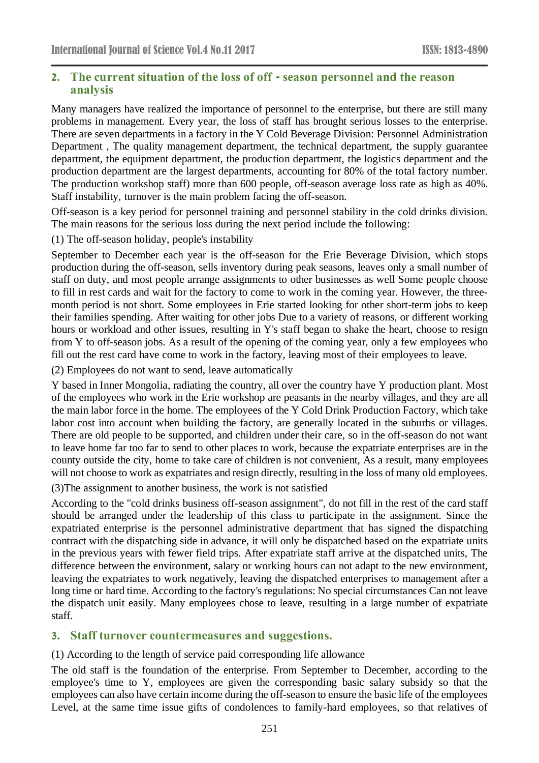## 2. The current situation of the loss of off - season personnel and the reason analysis

Many managers have realized the importance of personnel to the enterprise, but there are still many problems in management. Every year, the loss of staff has brought serious losses to the enterprise. There are seven departments in a factory in the Y Cold Beverage Division: Personnel Administration Department , The quality management department, the technical department, the supply guarantee department, the equipment department, the production department, the logistics department and the production department are the largest departments, accounting for 80% of the total factory number. The production workshop staff) more than 600 people, off-season average loss rate as high as 40%. Staff instability, turnover is the main problem facing the off-season.

Off-season is a key period for personnel training and personnel stability in the cold drinks division. The main reasons for the serious loss during the next period include the following:

(1) The off-season holiday, people's instability

September to December each year is the off-season for the Erie Beverage Division, which stops production during the off-season, sells inventory during peak seasons, leaves only a small number of staff on duty, and most people arrange assignments to other businesses as well Some people choose to fill in rest cards and wait for the factory to come to work in the coming year. However, the three-month period is not short. Some employees in Erie started looking for other short-term jobs to keep their families spending. After waiting for other jobs Due to a variety of reasons, or different working hours or workload and other issues, resulting in Y's staff began to shake the heart, choose to resign from Y to off-season jobs. As a result of the opening of the coming year, only a few employees who fill out the rest card have come to work in the factory, leaving most of their employees to leave.

(2) Employees do not want to send, leave automatically

Y based in Inner Mongolia, radiating the country, all over the country have Y production plant. Most of the employees who work in the Erie workshop are peasants in the nearby villages, and they are all the main labor force in the home. The employees of the Y Cold Drink Production Factory, which take labor cost into account when building the factory, are generally located in the suburbs or villages. There are old people to be supported, and children under their care, so in the off-season do not want to leave home far too far to send to other places to work, because the expatriate enterprises are in the county outside the city, home to take care of children is not convenient, As a result, many employees will not choose to work as expatriates and resign directly, resulting in the loss of many old employees.

(3)The assignment to another business, the work is not satisfied

According to the "cold drinks business off-season assignment", do not fill in the rest of the card staff should be arranged under the leadership of this class to participate in the assignment. Since the expatriated enterprise is the personnel administrative department that has signed the dispatching contract with the dispatching side in advance, it will only be dispatched based on the expatriate units in the previous years with fewer field trips. After expatriate staff arrive at the dispatched units, The difference between the environment, salary or working hours can not adapt to the new environment, leaving the expatriates to work negatively, leaving the dispatched enterprises to management after a long time or hard time. According to the factory's regulations: No special circumstances Can not leave the dispatch unit easily. Many employees chose to leave, resulting in a large number of expatriate staff.

## 3. Staff turnover countermeasures and suggestions.

(1) According to the length of service paid corresponding life allowance

The old staff is the foundation of the enterprise. From September to December, according to the employee's time to Y, employees are given the corresponding basic salary subsidy so that the employees can also have certain income during the off-season to ensure the basic life of the employees Level, at the same time issue gifts of condolences to family-hard employees, so that relatives of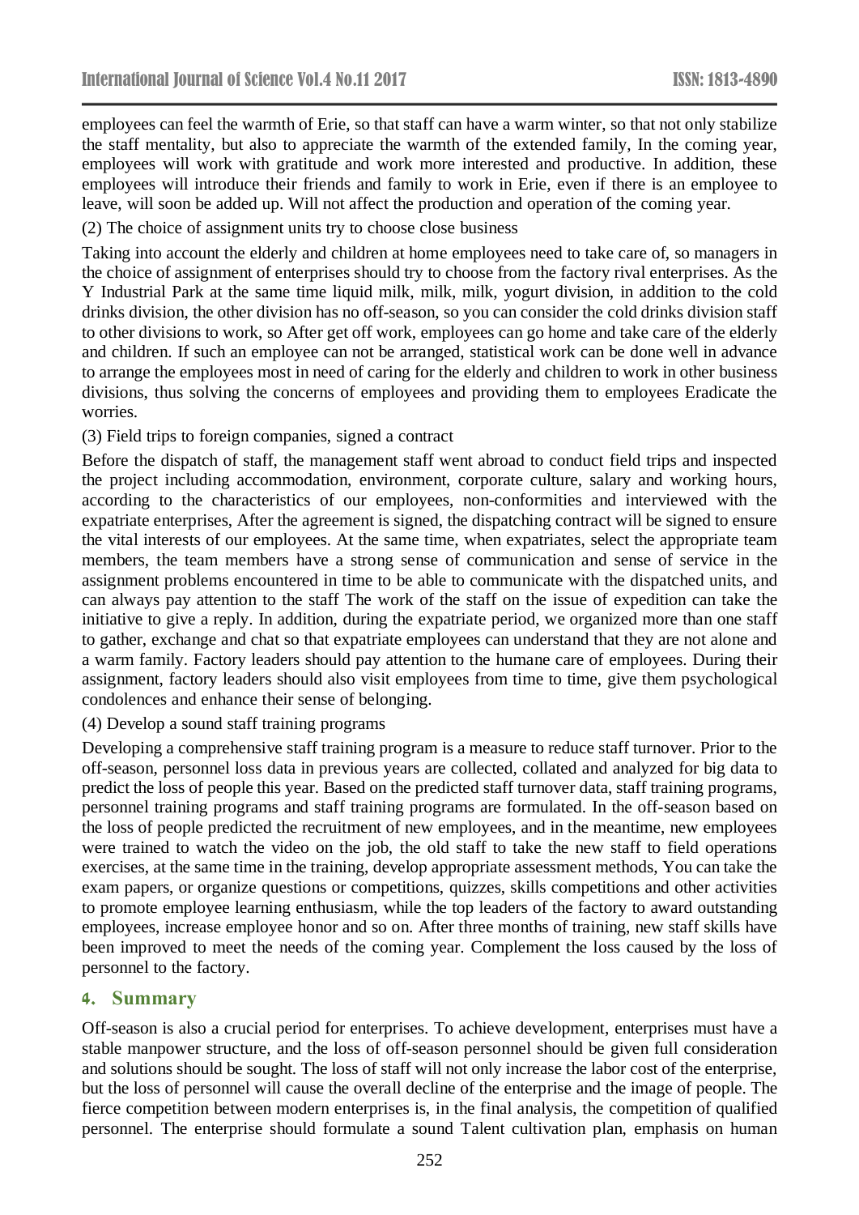employees can feel the warmth of Erie, so that staff can have a warm winter, so that not only stabilize the staff mentality, but also to appreciate the warmth of the extended family, In the coming year, employees will work with gratitude and work more interested and productive. In addition, these employees will introduce their friends and family to work in Erie, even if there is an employee to leave, will soon be added up. Will not affect the production and operation of the coming year.

(2) The choice of assignment units try to choose close business

Taking into account the elderly and children at home employees need to take care of, so managers in the choice of assignment of enterprises should try to choose from the factory rival enterprises. As the Y Industrial Park at the same time liquid milk, milk, milk, yogurt division, in addition to the cold drinks division, the other division has no off-season, so you can consider the cold drinks division staff to other divisions to work, so After get off work, employees can go home and take care of the elderly and children. If such an employee can not be arranged, statistical work can be done well in advance to arrange the employees most in need of caring for the elderly and children to work in other business divisions, thus solving the concerns of employees and providing them to employees Eradicate the worries.

(3) Field trips to foreign companies, signed a contract

Before the dispatch of staff, the management staff went abroad to conduct field trips and inspected the project including accommodation, environment, corporate culture, salary and working hours, according to the characteristics of our employees, non-conformities and interviewed with the expatriate enterprises, After the agreement is signed, the dispatching contract will be signed to ensure the vital interests of our employees. At the same time, when expatriates, select the appropriate team members, the team members have a strong sense of communication and sense of service in the assignment problems encountered in time to be able to communicate with the dispatched units, and can always pay attention to the staff The work of the staff on the issue of expedition can take the initiative to give a reply. In addition, during the expatriate period, we organized more than one staff to gather, exchange and chat so that expatriate employees can understand that they are not alone and a warm family. Factory leaders should pay attention to the humane care of employees. During their assignment, factory leaders should also visit employees from time to time, give them psychological condolences and enhance their sense of belonging.

(4) Develop a sound staff training programs

Developing a comprehensive staff training program is a measure to reduce staff turnover. Prior to the off-season, personnel loss data in previous years are collected, collated and analyzed for big data to predict the loss of people this year. Based on the predicted staff turnover data, staff training programs, personnel training programs and staff training programs are formulated. In the off-season based on the loss of people predicted the recruitment of new employees, and in the meantime, new employees were trained to watch the video on the job, the old staff to take the new staff to field operations exercises, at the same time in the training, develop appropriate assessment methods, You can take the exam papers, or organize questions or competitions, quizzes, skills competitions and other activities to promote employee learning enthusiasm, while the top leaders of the factory to award outstanding employees, increase employee honor and so on. After three months of training, new staff skills have been improved to meet the needs of the coming year. Complement the loss caused by the loss of personnel to the factory.

## 4. Summary

Off-season is also a crucial period for enterprises. To achieve development, enterprises must have a stable manpower structure, and the loss of off-season personnel should be given full consideration and solutions should be sought. The loss of staff will not only increase the labor cost of the enterprise, but the loss of personnel will cause the overall decline of the enterprise and the image of people. The fierce competition between modern enterprises is, in the final analysis, the competition of qualified personnel. The enterprise should formulate a sound Talent cultivation plan, emphasis on human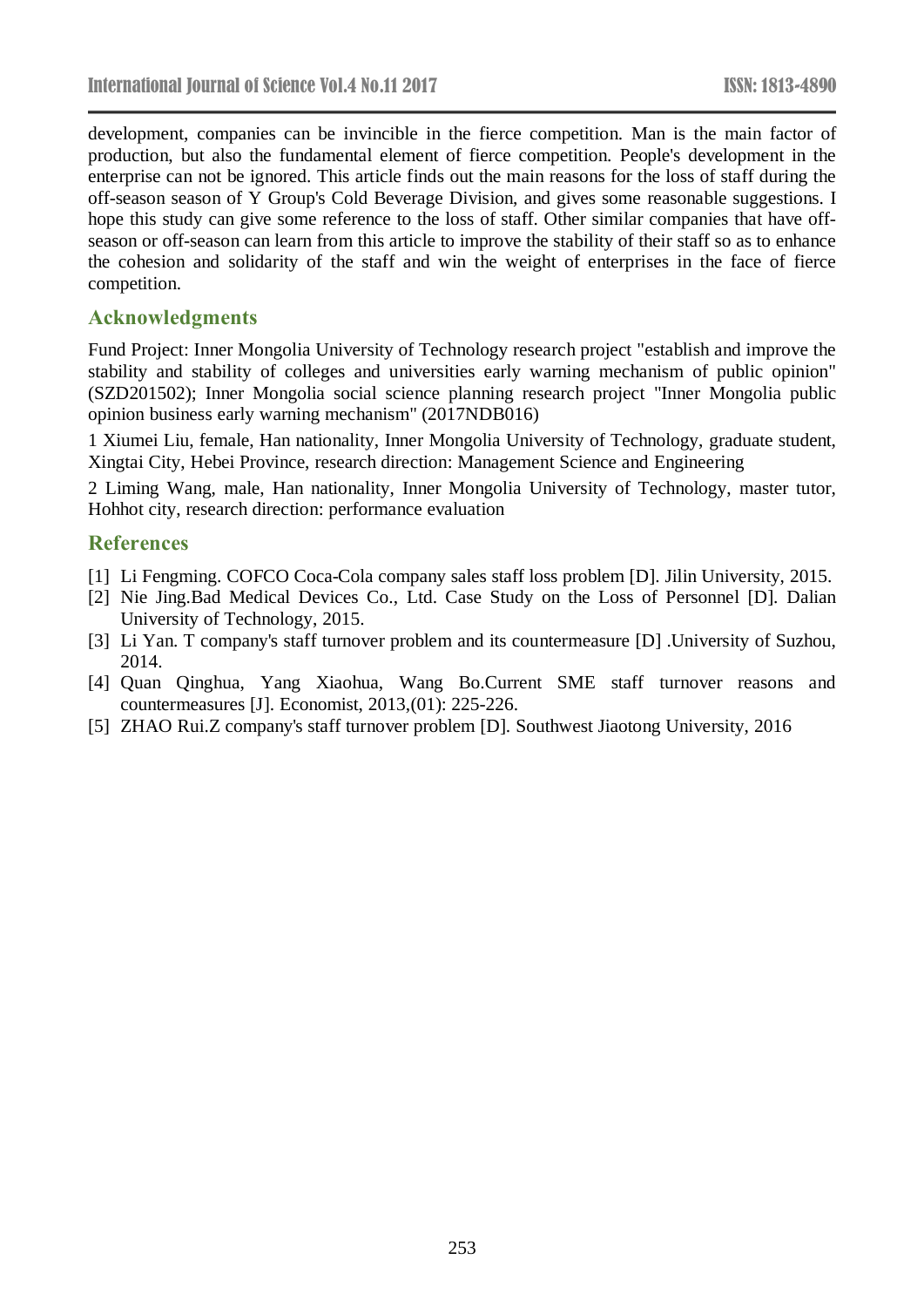development, companies can be invincible in the fierce competition. Man is the main factor of production, but also the fundamental element of fierce competition. People's development in the enterprise can not be ignored. This article finds out the main reasons for the loss of staff during the off-season season of Y Group's Cold Beverage Division, and gives some reasonable suggestions. I hope this study can give some reference to the loss of staff. Other similar companies that have off-season or off-season can learn from this article to improve the stability of their staff so as to enhance the cohesion and solidarity of the staff and win the weight of enterprises in the face of fierce competition.

## Acknowledgments

Fund Project: Inner Mongolia University of Technology research project "establish and improve the stability and stability of colleges and universities early warning mechanism of public opinion" (SZD201502); Inner Mongolia social science planning research project "Inner Mongolia public opinion business early warning mechanism" (2017NDB016)

1 Xiumei Liu, female, Han nationality, Inner Mongolia University of Technology, graduate student, Xingtai City, Hebei Province, research direction: Management Science and Engineering

2 Liming Wang, male, Han nationality, Inner Mongolia University of Technology, master tutor, Hohhot city, research direction: performance evaluation

## References

[1] Li Fengming. COFCO Coca-Cola company sales staff loss problem [D]. Jilin University, 2015.

[2] Nie Jing.Bad Medical Devices Co., Ltd. Case Study on the Loss of Personnel [D]. Dalian University of Technology, 2015.

[3] Li Yan. T company's staff turnover problem and its countermeasure [D] .University of Suzhou, 2014.

[4] Quan Qinghua, Yang Xiaohua, Wang Bo.Current SME staff turnover reasons and countermeasures [J]. Economist, 2013,(01): 225-226.

[5] ZHAO Rui.Z company's staff turnover problem [D]. Southwest Jiaotong University, 2016